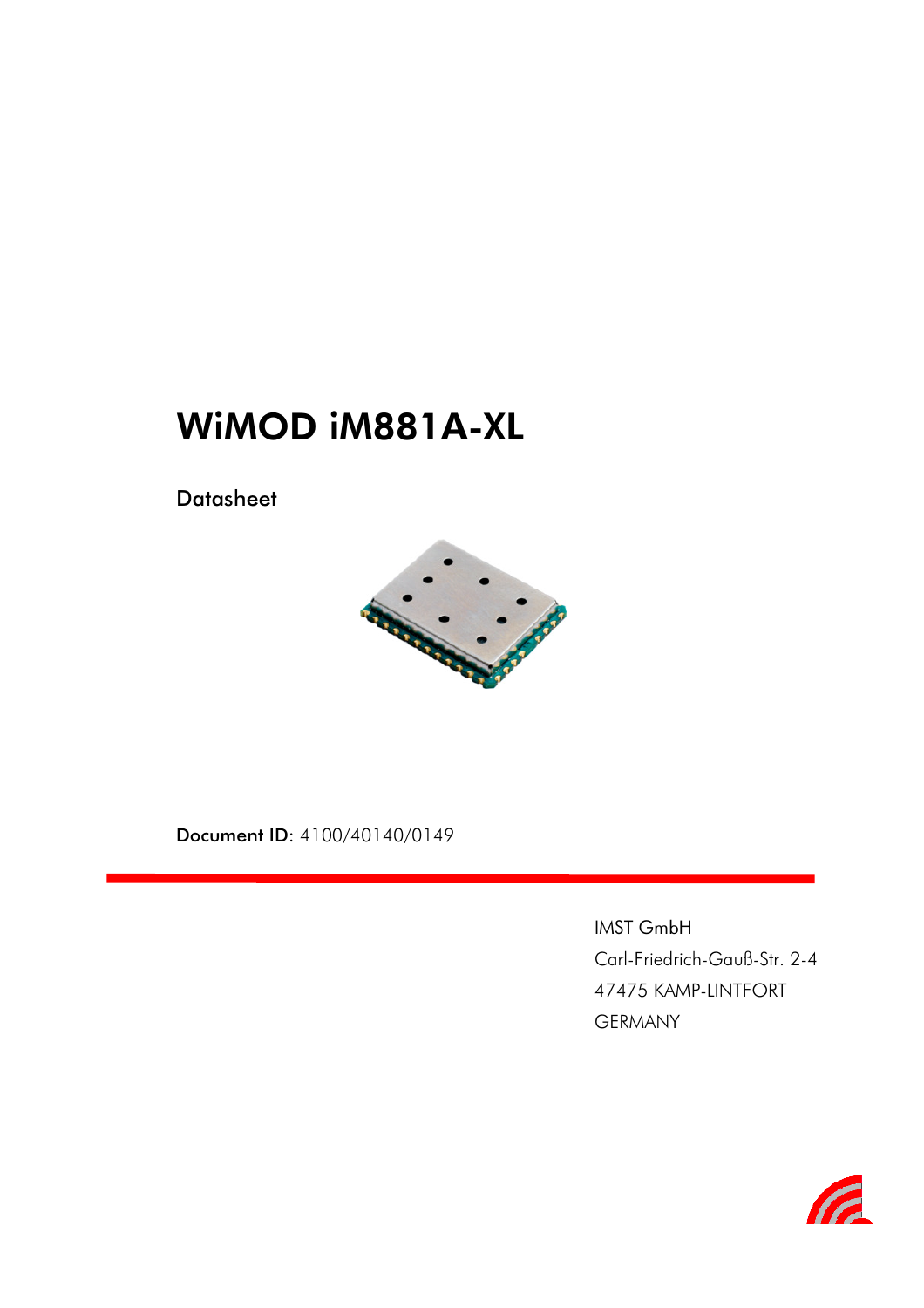# WiMOD iM881A-XL

Datasheet

**Document ID**: 4100/40140/0149

IMST GmbH
Carl-Friedrich-Gauß-Str. 2-4
47475 KAMP-LINTFORT
GERMANY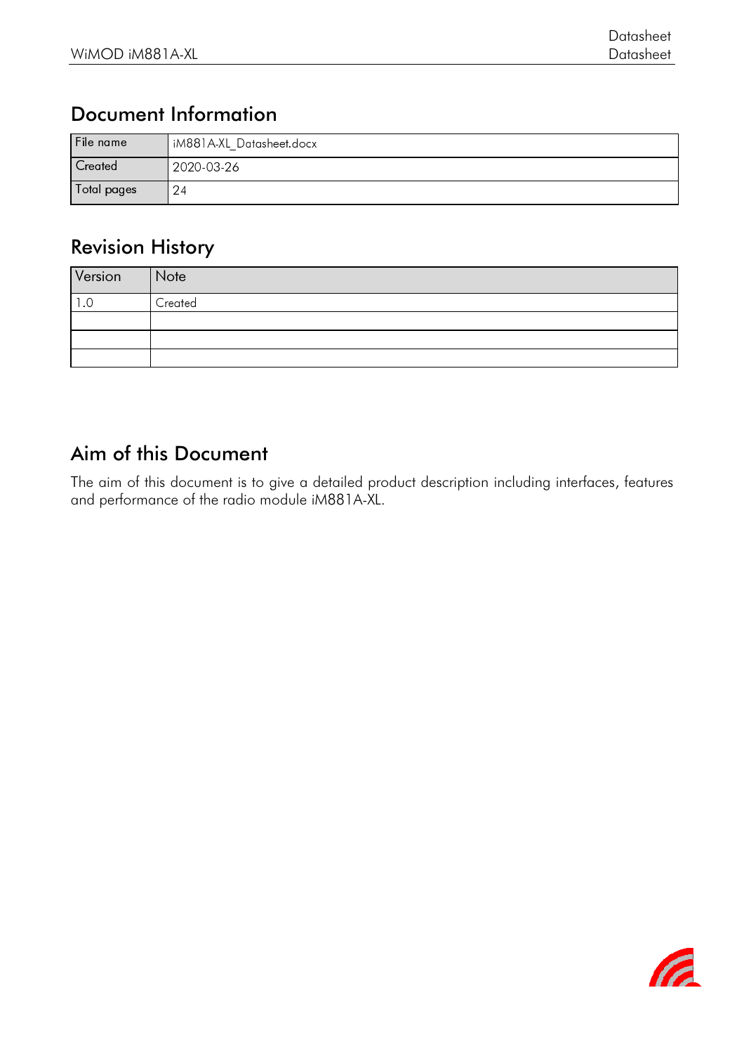## Document Information

| File name | iM881A-XL_Datasheet.docx |
|---|---|
| Created | 2020-03-26 |
| Total pages | 24 |

## Revision History

| Version | Note |
|---|---|
| 1.0 | Created |
| | |
| | |
| | |

## Aim of this Document

The aim of this document is to give a detailed product description including interfaces, features and performance of the radio module iM881A-XL.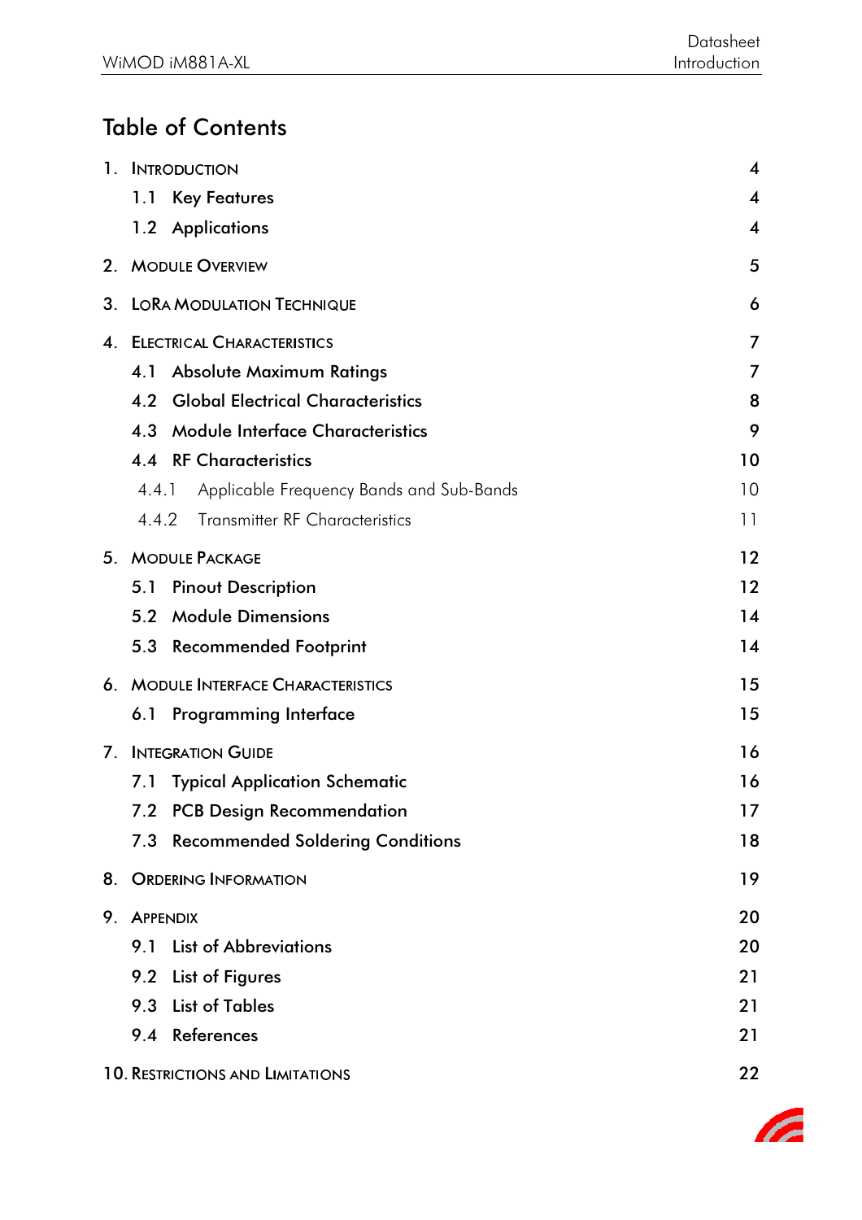# Table of Contents

1. INTRODUCTION 4
   - 1.1 Key Features 4
   - 1.2 Applications 4
2. MODULE OVERVIEW 5
3. LORA MODULATION TECHNIQUE 6
4. ELECTRICAL CHARACTERISTICS 7
   - 4.1 Absolute Maximum Ratings 7
   - 4.2 Global Electrical Characteristics 8
   - 4.3 Module Interface Characteristics 9
   - 4.4 RF Characteristics 10
     - 4.4.1 Applicable Frequency Bands and Sub-Bands 10
     - 4.4.2 Transmitter RF Characteristics 11
5. MODULE PACKAGE 12
   - 5.1 Pinout Description 12
   - 5.2 Module Dimensions 14
   - 5.3 Recommended Footprint 14
6. MODULE INTERFACE CHARACTERISTICS 15
   - 6.1 Programming Interface 15
7. INTEGRATION GUIDE 16
   - 7.1 Typical Application Schematic 16
   - 7.2 PCB Design Recommendation 17
   - 7.3 Recommended Soldering Conditions 18
8. ORDERING INFORMATION 19
9. APPENDIX 20
   - 9.1 List of Abbreviations 20
   - 9.2 List of Figures 21
   - 9.3 List of Tables 21
   - 9.4 References 21
10. RESTRICTIONS AND LIMITATIONS 22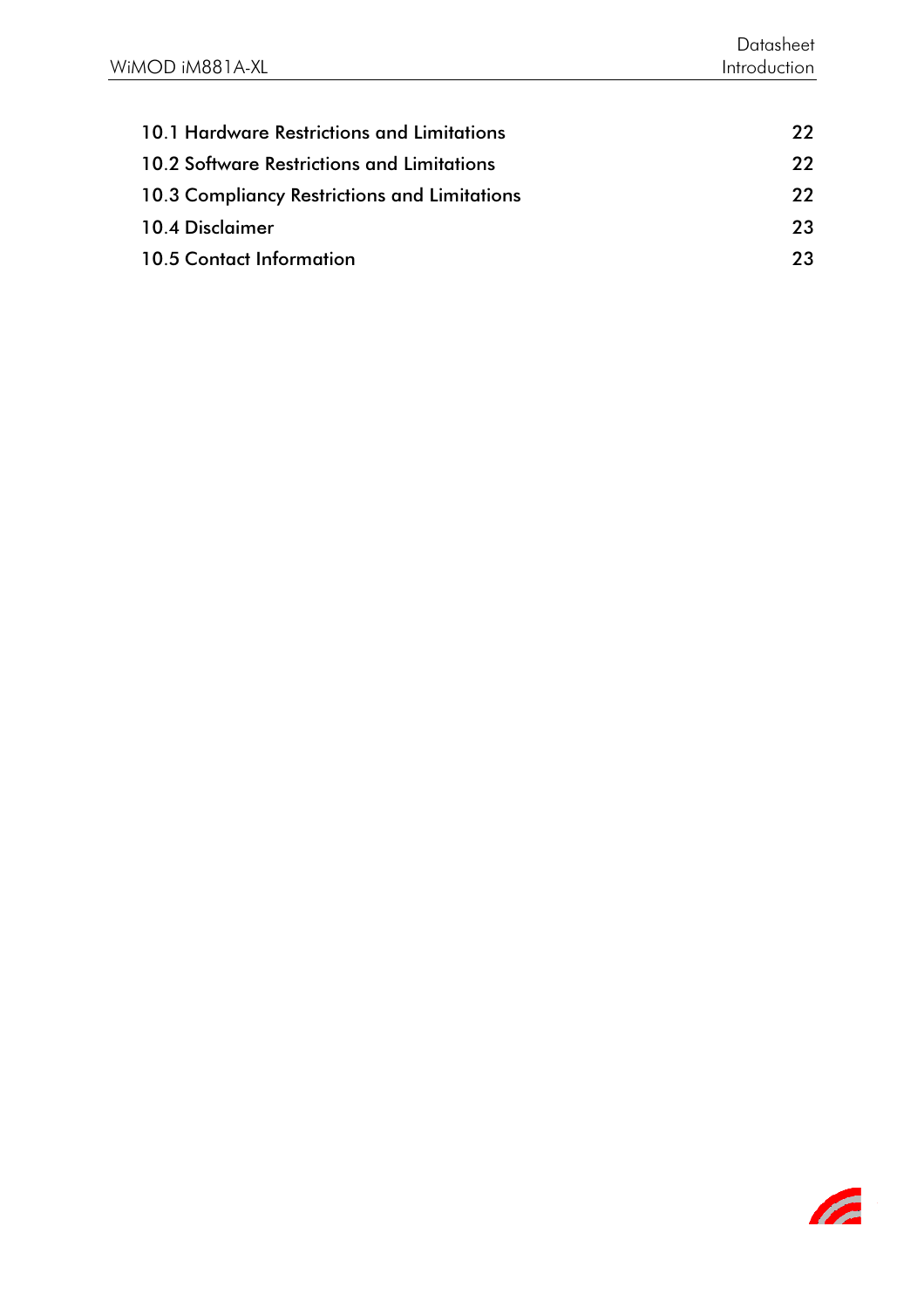10.1 Hardware Restrictions and Limitations 22

10.2 Software Restrictions and Limitations 22

10.3 Compliancy Restrictions and Limitations 22

10.4 Disclaimer 23

10.5 Contact Information 23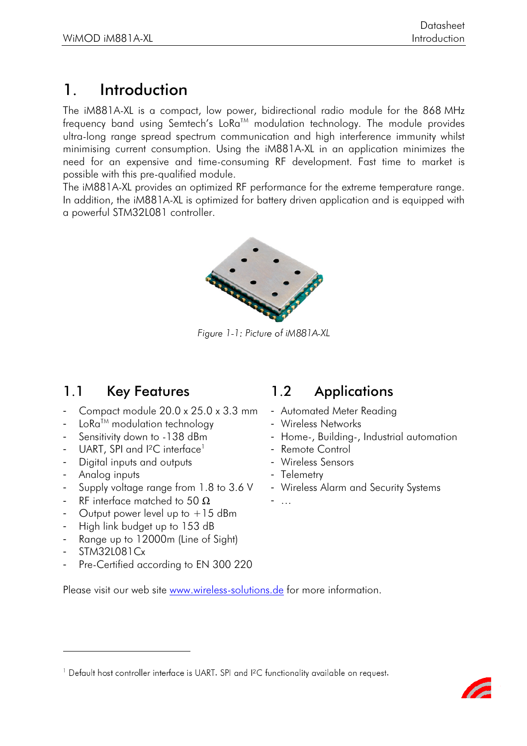# 1. Introduction

The iM881A-XL is a compact, low power, bidirectional radio module for the 868 MHz frequency band using Semtech's LoRa™ modulation technology. The module provides ultra-long range spread spectrum communication and high interference immunity whilst minimising current consumption. Using the iM881A-XL in an application minimizes the need for an expensive and time-consuming RF development. Fast time to market is possible with this pre-qualified module.
The iM881A-XL provides an optimized RF performance for the extreme temperature range. In addition, the iM881A-XL is optimized for battery driven application and is equipped with a powerful STM32L081 controller.

*Figure 1-1: Picture of iM881A-XL*

## 1.1 Key Features

- Compact module 20.0 x 25.0 x 3.3 mm
- LoRa™ modulation technology
- Sensitivity down to -138 dBm
- UART, SPI and I²C interface[1]
- Digital inputs and outputs
- Analog inputs
- Supply voltage range from 1.8 to 3.6 V
- RF interface matched to 50 Ω
- Output power level up to +15 dBm
- High link budget up to 153 dB
- Range up to 12000m (Line of Sight)
- STM32L081Cx
- Pre-Certified according to EN 300 220

## 1.2 Applications

- Automated Meter Reading
- Wireless Networks
- Home-, Building-, Industrial automation
- Remote Control
- Wireless Sensors
- Telemetry
- Wireless Alarm and Security Systems
- …

Please visit our web site www.wireless-solutions.de for more information.

[1] Default host controller interface is UART. SPI and I²C functionality available on request.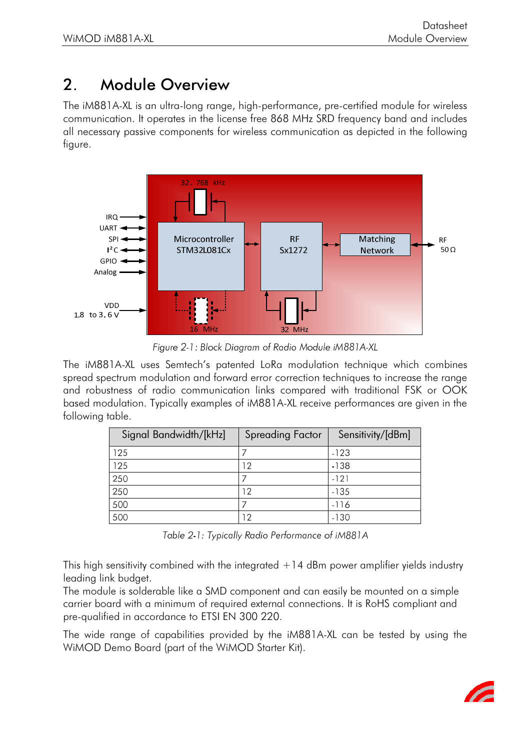# 2. Module Overview

The iM881A-XL is an ultra-long range, high-performance, pre-certified module for wireless communication. It operates in the license free 868 MHz SRD frequency band and includes all necessary passive components for wireless communication as depicted in the following figure.

*Figure 2-1: Block Diagram of Radio Module iM881A-XL*

The iM881A-XL uses Semtech's patented LoRa modulation technique which combines spread spectrum modulation and forward error correction techniques to increase the range and robustness of radio communication links compared with traditional FSK or OOK based modulation. Typically examples of iM881A-XL receive performances are given in the following table.

| Signal Bandwidth/[kHz] | Spreading Factor | Sensitivity/[dBm] |
| --- | --- | --- |
| 125 | 7 | -123 |
| 125 | 12 | -138 |
| 250 | 7 | -121 |
| 250 | 12 | -135 |
| 500 | 7 | -116 |
| 500 | 12 | -130 |

*Table 2-1: Typically Radio Performance of iM881A*

This high sensitivity combined with the integrated +14 dBm power amplifier yields industry leading link budget.
The module is solderable like a SMD component and can easily be mounted on a simple carrier board with a minimum of required external connections. It is RoHS compliant and pre-qualified in accordance to ETSI EN 300 220.

The wide range of capabilities provided by the iM881A-XL can be tested by using the WiMOD Demo Board (part of the WiMOD Starter Kit).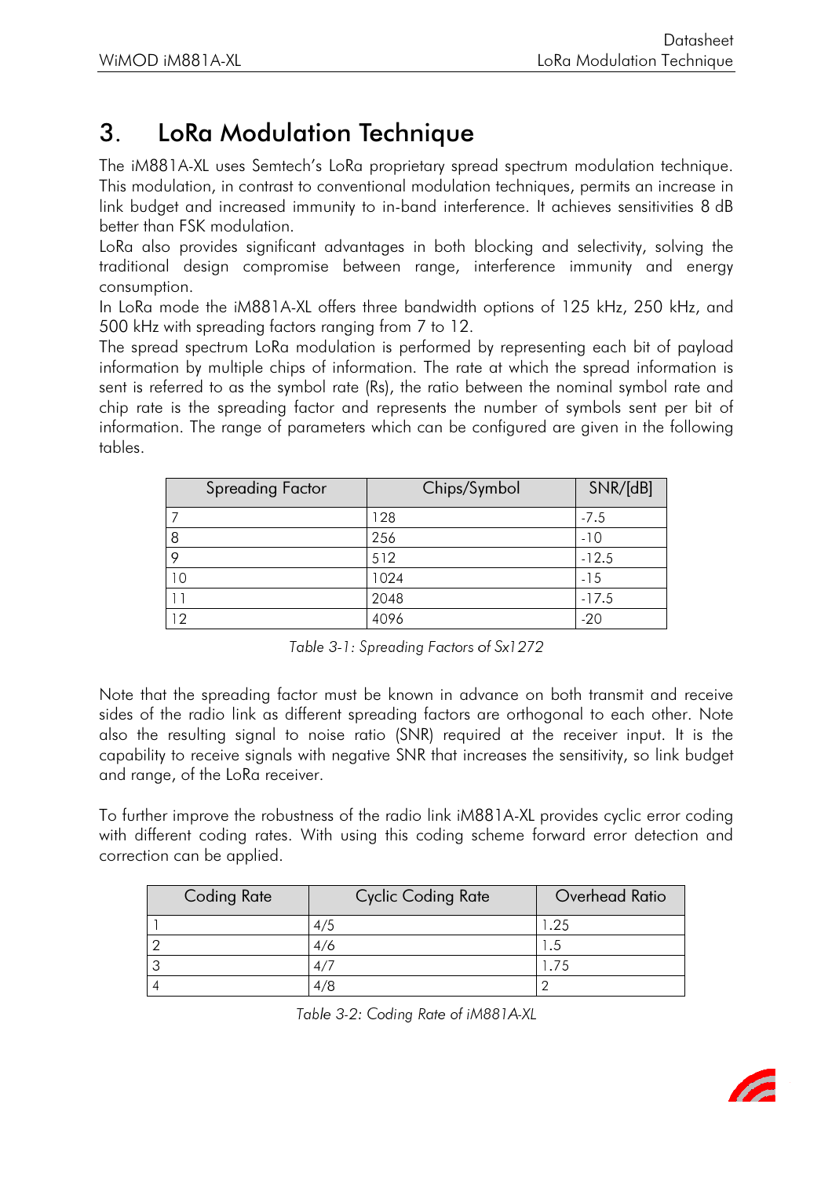# 3. LoRa Modulation Technique

The iM881A-XL uses Semtech's LoRa proprietary spread spectrum modulation technique. This modulation, in contrast to conventional modulation techniques, permits an increase in link budget and increased immunity to in-band interference. It achieves sensitivities 8 dB better than FSK modulation.

LoRa also provides significant advantages in both blocking and selectivity, solving the traditional design compromise between range, interference immunity and energy consumption.

In LoRa mode the iM881A-XL offers three bandwidth options of 125 kHz, 250 kHz, and 500 kHz with spreading factors ranging from 7 to 12.

The spread spectrum LoRa modulation is performed by representing each bit of payload information by multiple chips of information. The rate at which the spread information is sent is referred to as the symbol rate (Rs), the ratio between the nominal symbol rate and chip rate is the spreading factor and represents the number of symbols sent per bit of information. The range of parameters which can be configured are given in the following tables.

| Spreading Factor | Chips/Symbol | SNR/[dB] |
|---|---|---|
| 7 | 128 | -7.5 |
| 8 | 256 | -10 |
| 9 | 512 | -12.5 |
| 10 | 1024 | -15 |
| 11 | 2048 | -17.5 |
| 12 | 4096 | -20 |

*Table 3-1: Spreading Factors of Sx1272*

Note that the spreading factor must be known in advance on both transmit and receive sides of the radio link as different spreading factors are orthogonal to each other. Note also the resulting signal to noise ratio (SNR) required at the receiver input. It is the capability to receive signals with negative SNR that increases the sensitivity, so link budget and range, of the LoRa receiver.

To further improve the robustness of the radio link iM881A-XL provides cyclic error coding with different coding rates. With using this coding scheme forward error detection and correction can be applied.

| Coding Rate | Cyclic Coding Rate | Overhead Ratio |
|---|---|---|
| 1 | 4/5 | 1.25 |
| 2 | 4/6 | 1.5 |
| 3 | 4/7 | 1.75 |
| 4 | 4/8 | 2 |

*Table 3-2: Coding Rate of iM881A-XL*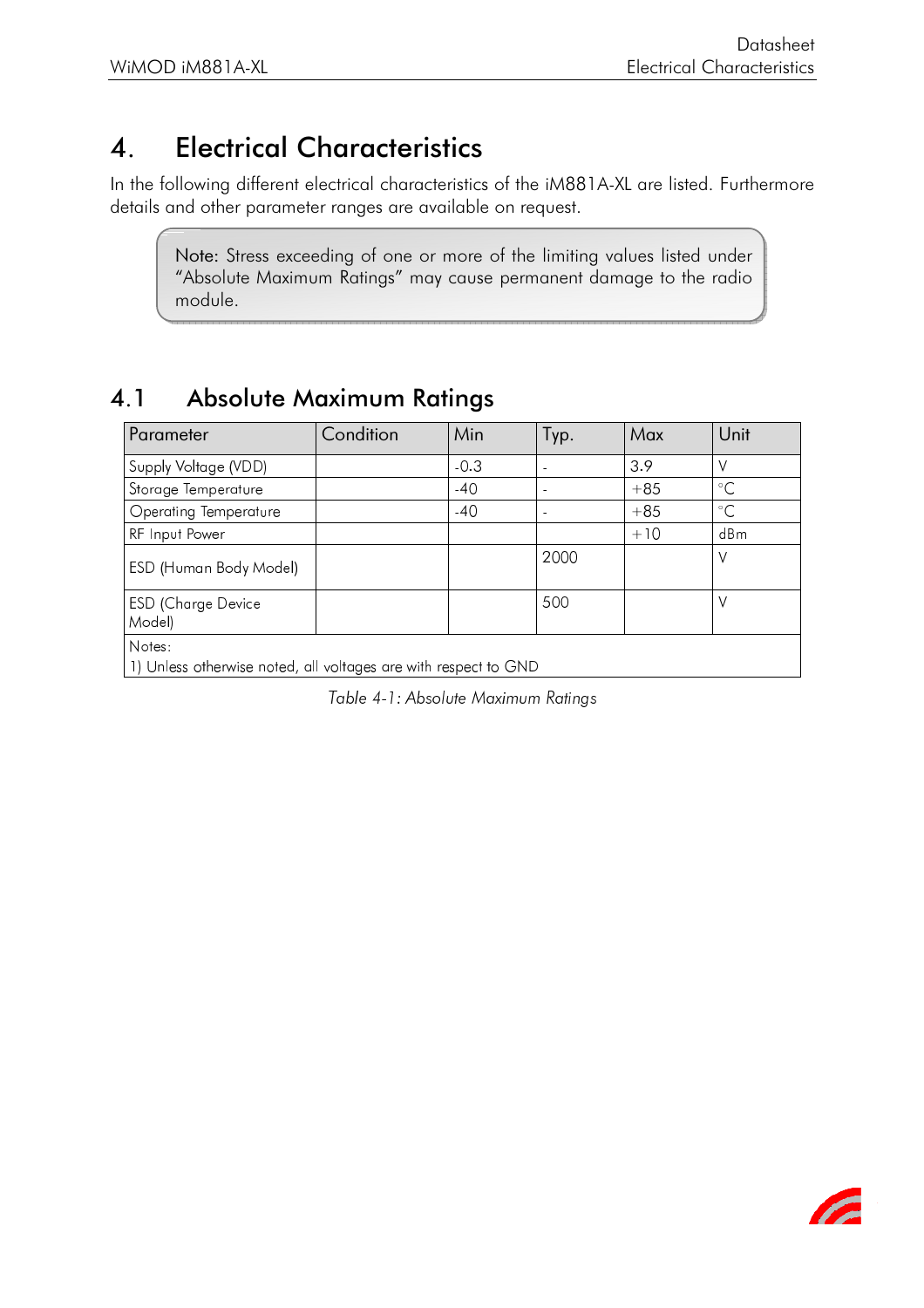# 4. Electrical Characteristics

In the following different electrical characteristics of the iM881A-XL are listed. Furthermore details and other parameter ranges are available on request.

> Note: Stress exceeding of one or more of the limiting values listed under "Absolute Maximum Ratings" may cause permanent damage to the radio module.

## 4.1 Absolute Maximum Ratings

| Parameter | Condition | Min | Typ. | Max | Unit |
|---|---|---|---|---|---|
| Supply Voltage (VDD) | | -0.3 | - | 3.9 | V |
| Storage Temperature | | -40 | - | +85 | °C |
| Operating Temperature | | -40 | - | +85 | °C |
| RF Input Power | | | | +10 | dBm |
| ESD (Human Body Model) | | | 2000 | | V |
| ESD (Charge Device Model) | | | 500 | | V |
| Notes:<br>1) Unless otherwise noted, all voltages are with respect to GND | | | | | |

*Table 4-1: Absolute Maximum Ratings*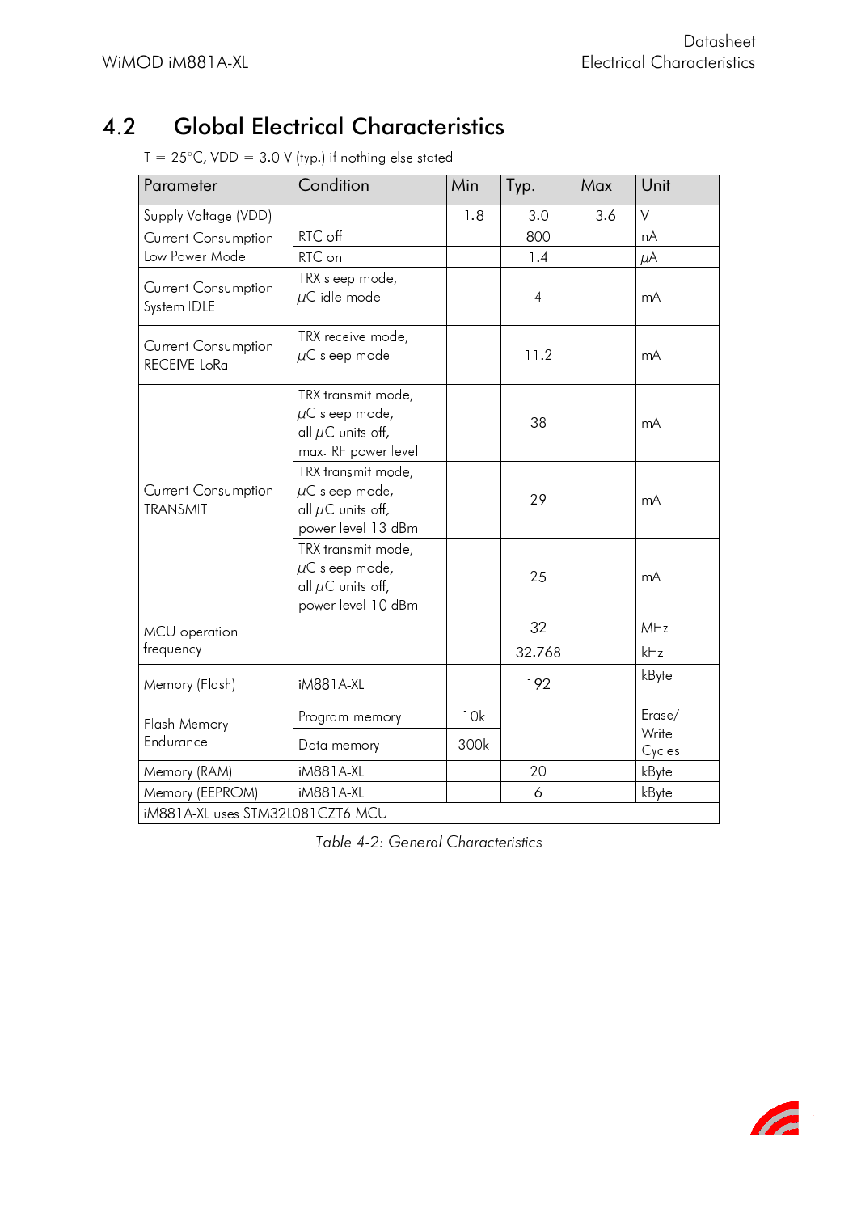## 4.2 Global Electrical Characteristics

T = 25°C, VDD = 3.0 V (typ.) if nothing else stated

| Parameter | Condition | Min | Typ. | Max | Unit |
|---|---|---|---|---|---|
| Supply Voltage (VDD) | | 1.8 | 3.0 | 3.6 | V |
| Current Consumption Low Power Mode | RTC off | | 800 | | nA |
| | RTC on | | 1.4 | | µA |
| Current Consumption System IDLE | TRX sleep mode, µC idle mode | | 4 | | mA |
| Current Consumption RECEIVE LoRa | TRX receive mode, µC sleep mode | | 11.2 | | mA |
| Current Consumption TRANSMIT | TRX transmit mode, µC sleep mode, all µC units off, max. RF power level | | 38 | | mA |
| | TRX transmit mode, µC sleep mode, all µC units off, power level 13 dBm | | 29 | | mA |
| | TRX transmit mode, µC sleep mode, all µC units off, power level 10 dBm | | 25 | | mA |
| MCU operation frequency | | | 32 | | MHz |
| | | | 32.768 | | kHz |
| Memory (Flash) | iM881A-XL | | 192 | | kByte |
| Flash Memory Endurance | Program memory | 10k | | | Erase/ Write Cycles |
| | Data memory | 300k | | | Erase/ Write Cycles |
| Memory (RAM) | iM881A-XL | | 20 | | kByte |
| Memory (EEPROM) | iM881A-XL | | 6 | | kByte |
| iM881A-XL uses STM32L081CZT6 MCU | | | | | |

*Table 4-2: General Characteristics*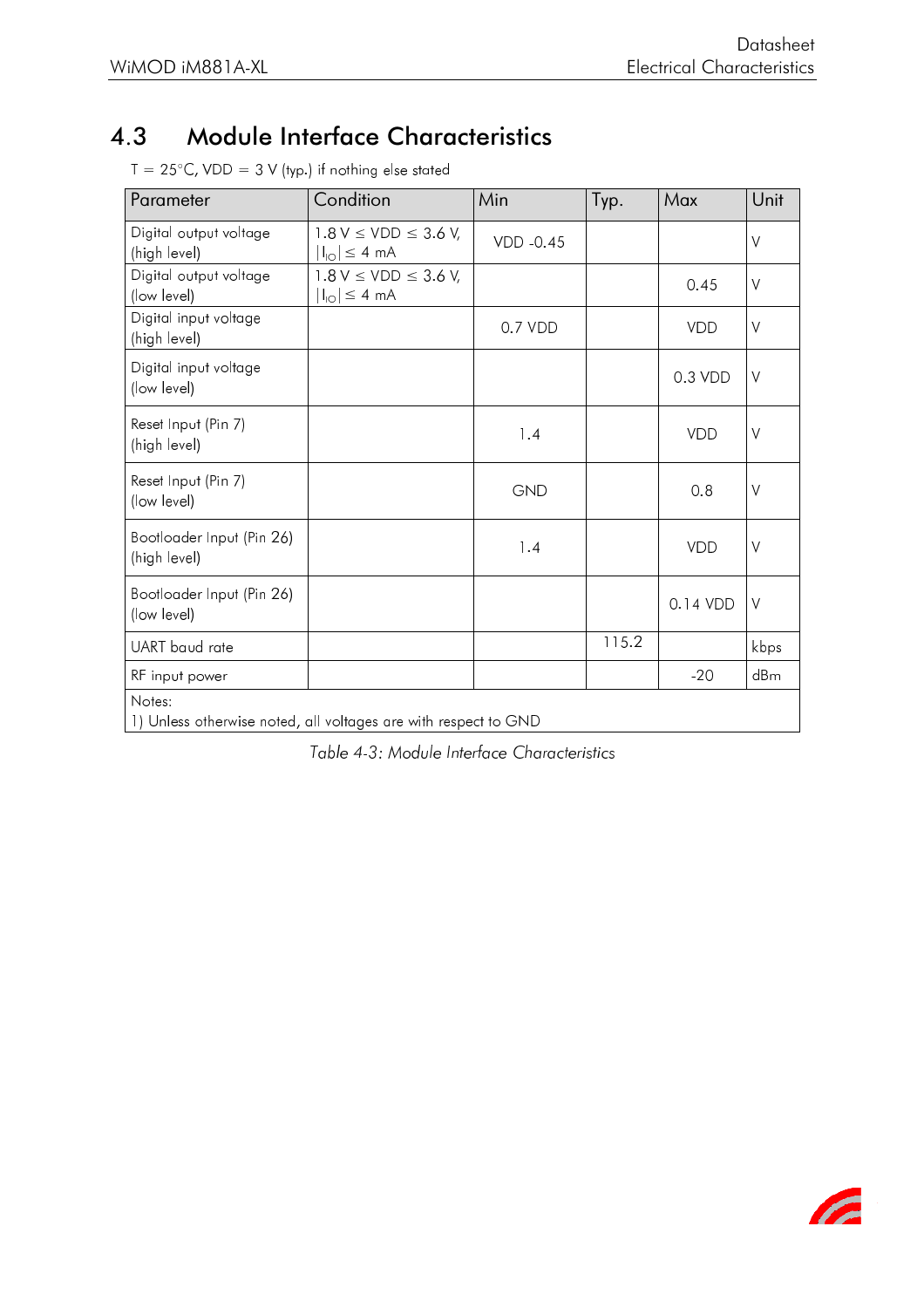## 4.3 Module Interface Characteristics

T = 25°C, VDD = 3 V (typ.) if nothing else stated

| Parameter | Condition | Min | Typ. | Max | Unit |
|---|---|---|---|---|---|
| Digital output voltage (high level) | 1.8 V ≤ VDD ≤ 3.6 V, $\lvert I_{IO} \rvert \leq 4$ mA | VDD -0.45 | | | V |
| Digital output voltage (low level) | 1.8 V ≤ VDD ≤ 3.6 V, $\lvert I_{IO} \rvert \leq 4$ mA | | | 0.45 | V |
| Digital input voltage (high level) | | 0.7 VDD | | VDD | V |
| Digital input voltage (low level) | | | | 0.3 VDD | V |
| Reset Input (Pin 7) (high level) | | 1.4 | | VDD | V |
| Reset Input (Pin 7) (low level) | | GND | | 0.8 | V |
| Bootloader Input (Pin 26) (high level) | | 1.4 | | VDD | V |
| Bootloader Input (Pin 26) (low level) | | | | 0.14 VDD | V |
| UART baud rate | | | 115.2 | | kbps |
| RF input power | | | | -20 | dBm |
| Notes: 1) Unless otherwise noted, all voltages are with respect to GND | | | | | |

*Table 4-3: Module Interface Characteristics*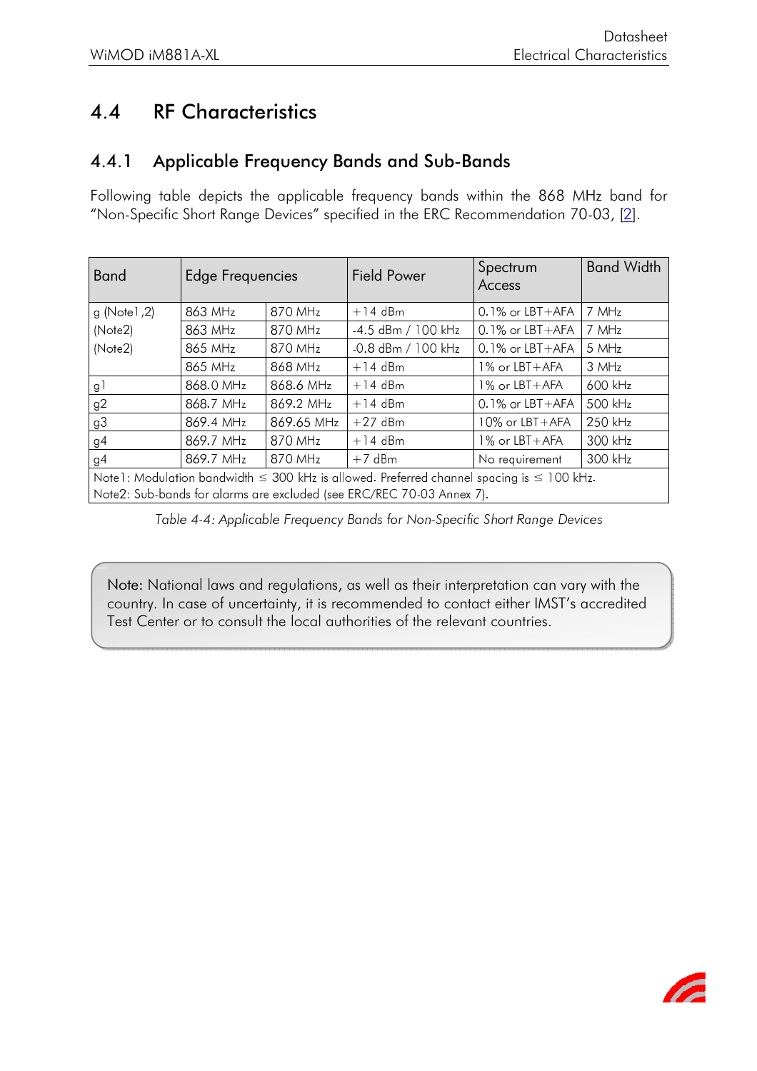## 4.4 RF Characteristics

### 4.4.1 Applicable Frequency Bands and Sub-Bands

Following table depicts the applicable frequency bands within the 868 MHz band for "Non-Specific Short Range Devices" specified in the ERC Recommendation 70-03, [2].

| Band | Edge Frequencies | | Field Power | Spectrum Access | Band Width |
|---|---|---|---|---|---|
| g (Note1,2) | 863 MHz | 870 MHz | +14 dBm | 0.1% or LBT+AFA | 7 MHz |
| (Note2) | 863 MHz | 870 MHz | -4.5 dBm / 100 kHz | 0.1% or LBT+AFA | 7 MHz |
| (Note2) | 865 MHz | 870 MHz | -0.8 dBm / 100 kHz | 0.1% or LBT+AFA | 5 MHz |
| | 865 MHz | 868 MHz | +14 dBm | 1% or LBT+AFA | 3 MHz |
| g1 | 868.0 MHz | 868.6 MHz | +14 dBm | 1% or LBT+AFA | 600 kHz |
| g2 | 868.7 MHz | 869.2 MHz | +14 dBm | 0.1% or LBT+AFA | 500 kHz |
| g3 | 869.4 MHz | 869.65 MHz | +27 dBm | 10% or LBT+AFA | 250 kHz |
| g4 | 869.7 MHz | 870 MHz | +14 dBm | 1% or LBT+AFA | 300 kHz |
| g4 | 869.7 MHz | 870 MHz | +7 dBm | No requirement | 300 kHz |
| Note1: Modulation bandwidth ≤ 300 kHz is allowed. Preferred channel spacing is ≤ 100 kHz.<br>Note2: Sub-bands for alarms are excluded (see ERC/REC 70-03 Annex 7). | | | | | |

*Table 4-4: Applicable Frequency Bands for Non-Specific Short Range Devices*

> Note: National laws and regulations, as well as their interpretation can vary with the country. In case of uncertainty, it is recommended to contact either IMST's accredited Test Center or to consult the local authorities of the relevant countries.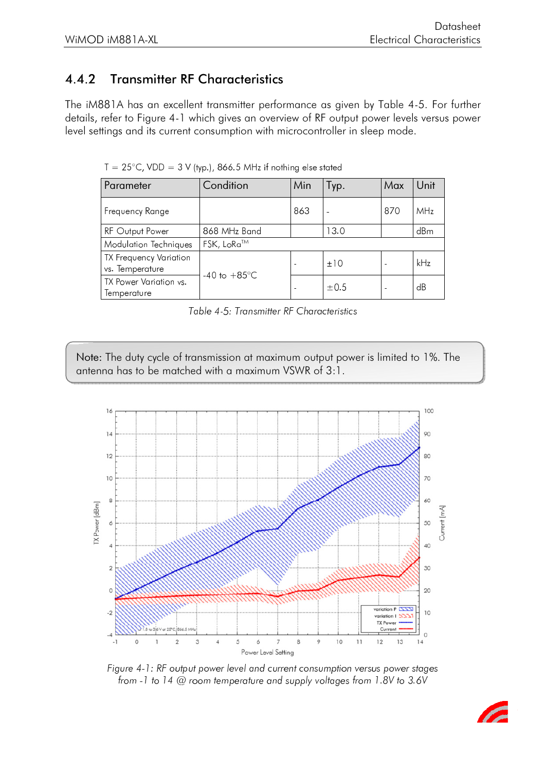### 4.4.2 Transmitter RF Characteristics

The iM881A has an excellent transmitter performance as given by Table 4-5. For further details, refer to Figure 4-1 which gives an overview of RF output power levels versus power level settings and its current consumption with microcontroller in sleep mode.

T = 25°C, VDD = 3 V (typ.), 866.5 MHz if nothing else stated

| Parameter | Condition | Min | Typ. | Max | Unit |
|---|---|---|---|---|---|
| Frequency Range | | 863 | - | 870 | MHz |
| RF Output Power | 868 MHz Band | | 13.0 | | dBm |
| Modulation Techniques | FSK, LoRa™ | | | | |
| TX Frequency Variation vs. Temperature | -40 to +85°C | - | ±10 | - | kHz |
| TX Power Variation vs. Temperature | -40 to +85°C | - | ±0.5 | - | dB |

*Table 4-5: Transmitter RF Characteristics*

> **Note:** The duty cycle of transmission at maximum output power is limited to 1%. The antenna has to be matched with a maximum VSWR of 3:1.

*Figure 4-1: RF output power level and current consumption versus power stages from -1 to 14 @ room temperature and supply voltages from 1.8V to 3.6V*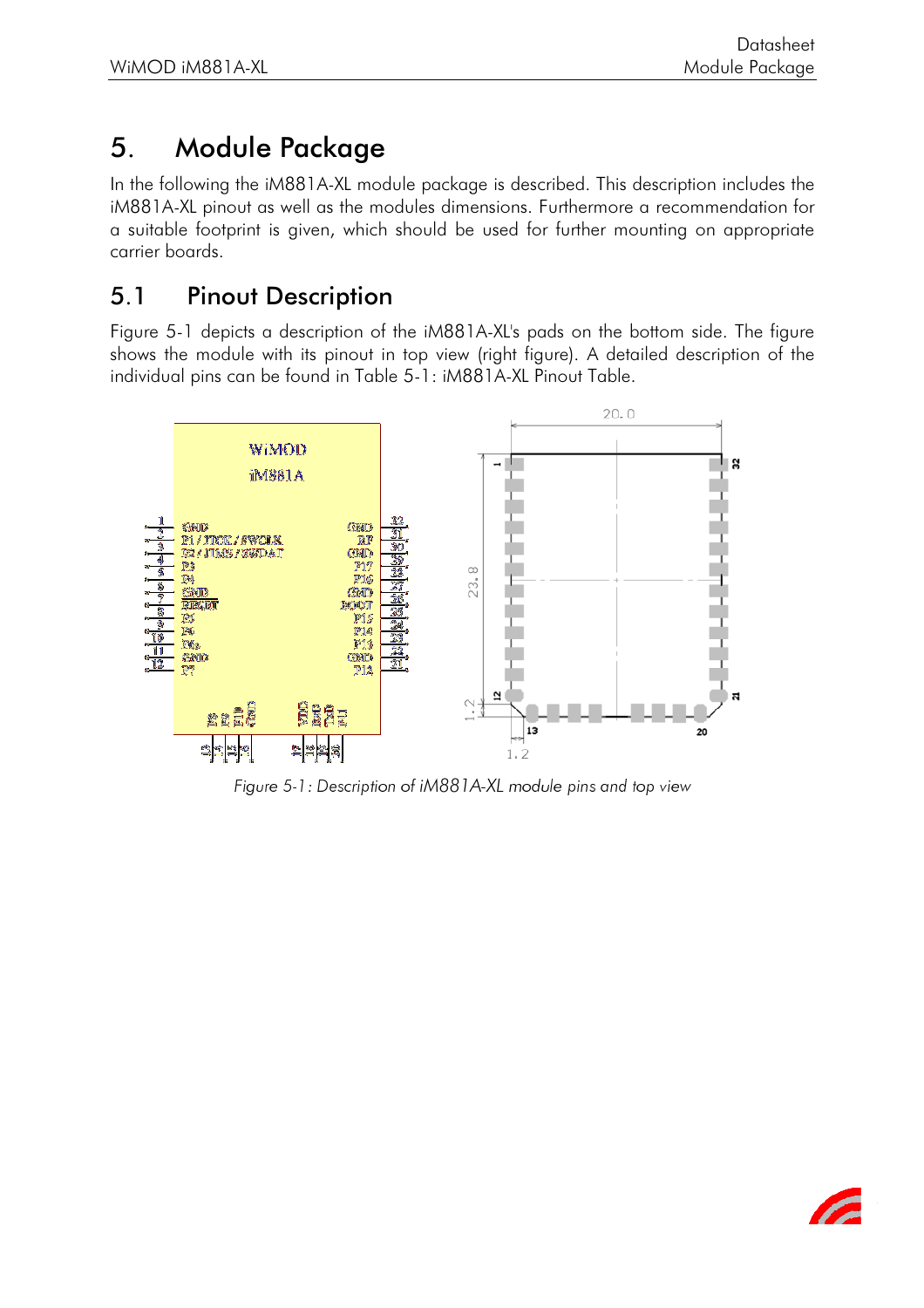# 5. Module Package

In the following the iM881A-XL module package is described. This description includes the iM881A-XL pinout as well as the modules dimensions. Furthermore a recommendation for a suitable footprint is given, which should be used for further mounting on appropriate carrier boards.

## 5.1 Pinout Description

Figure 5-1 depicts a description of the iM881A-XL's pads on the bottom side. The figure shows the module with its pinout in top view (right figure). A detailed description of the individual pins can be found in Table 5-1: iM881A-XL Pinout Table.

*Figure 5-1: Description of iM881A-XL module pins and top view*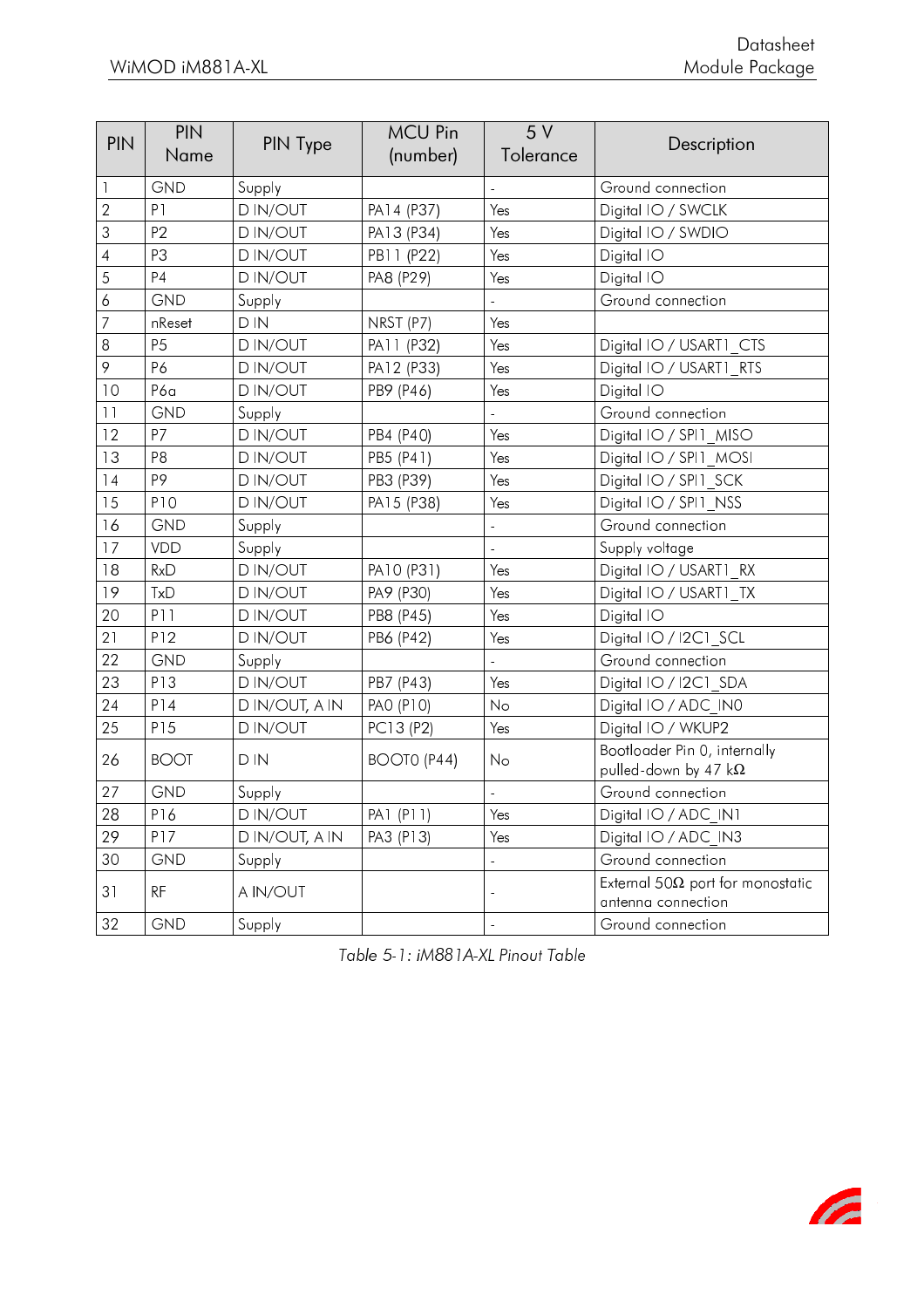| PIN | PIN Name | PIN Type | MCU Pin (number) | 5 V Tolerance | Description |
|---|---|---|---|---|---|
| 1 | GND | Supply | | - | Ground connection |
| 2 | P1 | D IN/OUT | PA14 (P37) | Yes | Digital IO / SWCLK |
| 3 | P2 | D IN/OUT | PA13 (P34) | Yes | Digital IO / SWDIO |
| 4 | P3 | D IN/OUT | PB11 (P22) | Yes | Digital IO |
| 5 | P4 | D IN/OUT | PA8 (P29) | Yes | Digital IO |
| 6 | GND | Supply | | - | Ground connection |
| 7 | nReset | D IN | NRST (P7) | Yes | |
| 8 | P5 | D IN/OUT | PA11 (P32) | Yes | Digital IO / USART1_CTS |
| 9 | P6 | D IN/OUT | PA12 (P33) | Yes | Digital IO / USART1_RTS |
| 10 | P6a | D IN/OUT | PB9 (P46) | Yes | Digital IO |
| 11 | GND | Supply | | - | Ground connection |
| 12 | P7 | D IN/OUT | PB4 (P40) | Yes | Digital IO / SPI1_MISO |
| 13 | P8 | D IN/OUT | PB5 (P41) | Yes | Digital IO / SPI1_MOSI |
| 14 | P9 | D IN/OUT | PB3 (P39) | Yes | Digital IO / SPI1_SCK |
| 15 | P10 | D IN/OUT | PA15 (P38) | Yes | Digital IO / SPI1_NSS |
| 16 | GND | Supply | | - | Ground connection |
| 17 | VDD | Supply | | - | Supply voltage |
| 18 | RxD | D IN/OUT | PA10 (P31) | Yes | Digital IO / USART1_RX |
| 19 | TxD | D IN/OUT | PA9 (P30) | Yes | Digital IO / USART1_TX |
| 20 | P11 | D IN/OUT | PB8 (P45) | Yes | Digital IO |
| 21 | P12 | D IN/OUT | PB6 (P42) | Yes | Digital IO / I2C1_SCL |
| 22 | GND | Supply | | - | Ground connection |
| 23 | P13 | D IN/OUT | PB7 (P43) | Yes | Digital IO / I2C1_SDA |
| 24 | P14 | D IN/OUT, A IN | PA0 (P10) | No | Digital IO / ADC_IN0 |
| 25 | P15 | D IN/OUT | PC13 (P2) | Yes | Digital IO / WKUP2 |
| 26 | BOOT | D IN | BOOT0 (P44) | No | Bootloader Pin 0, internally pulled-down by 47 kΩ |
| 27 | GND | Supply | | - | Ground connection |
| 28 | P16 | D IN/OUT | PA1 (P11) | Yes | Digital IO / ADC_IN1 |
| 29 | P17 | D IN/OUT, A IN | PA3 (P13) | Yes | Digital IO / ADC_IN3 |
| 30 | GND | Supply | | - | Ground connection |
| 31 | RF | A IN/OUT | | - | External 50Ω port for monostatic antenna connection |
| 32 | GND | Supply | | - | Ground connection |

*Table 5-1: iM881A-XL Pinout Table*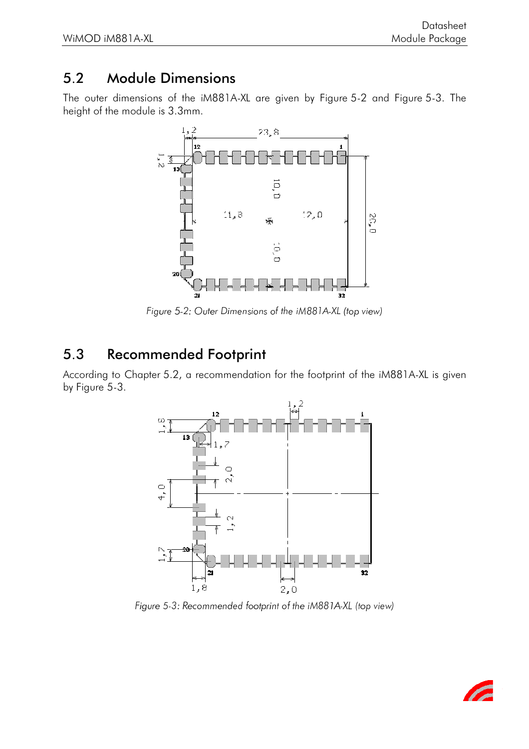## 5.2 Module Dimensions

The outer dimensions of the iM881A-XL are given by Figure 5-2 and Figure 5-3. The height of the module is 3.3mm.

*Figure 5-2: Outer Dimensions of the iM881A-XL (top view)*

## 5.3 Recommended Footprint

According to Chapter 5.2, a recommendation for the footprint of the iM881A-XL is given by Figure 5-3.

*Figure 5-3: Recommended footprint of the iM881A-XL (top view)*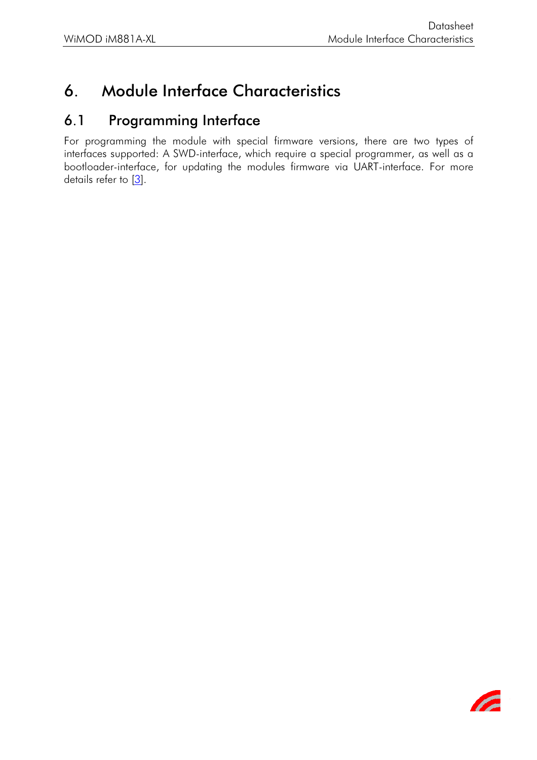# 6. Module Interface Characteristics

## 6.1 Programming Interface

For programming the module with special firmware versions, there are two types of interfaces supported: A SWD-interface, which require a special programmer, as well as a bootloader-interface, for updating the modules firmware via UART-interface. For more details refer to [3].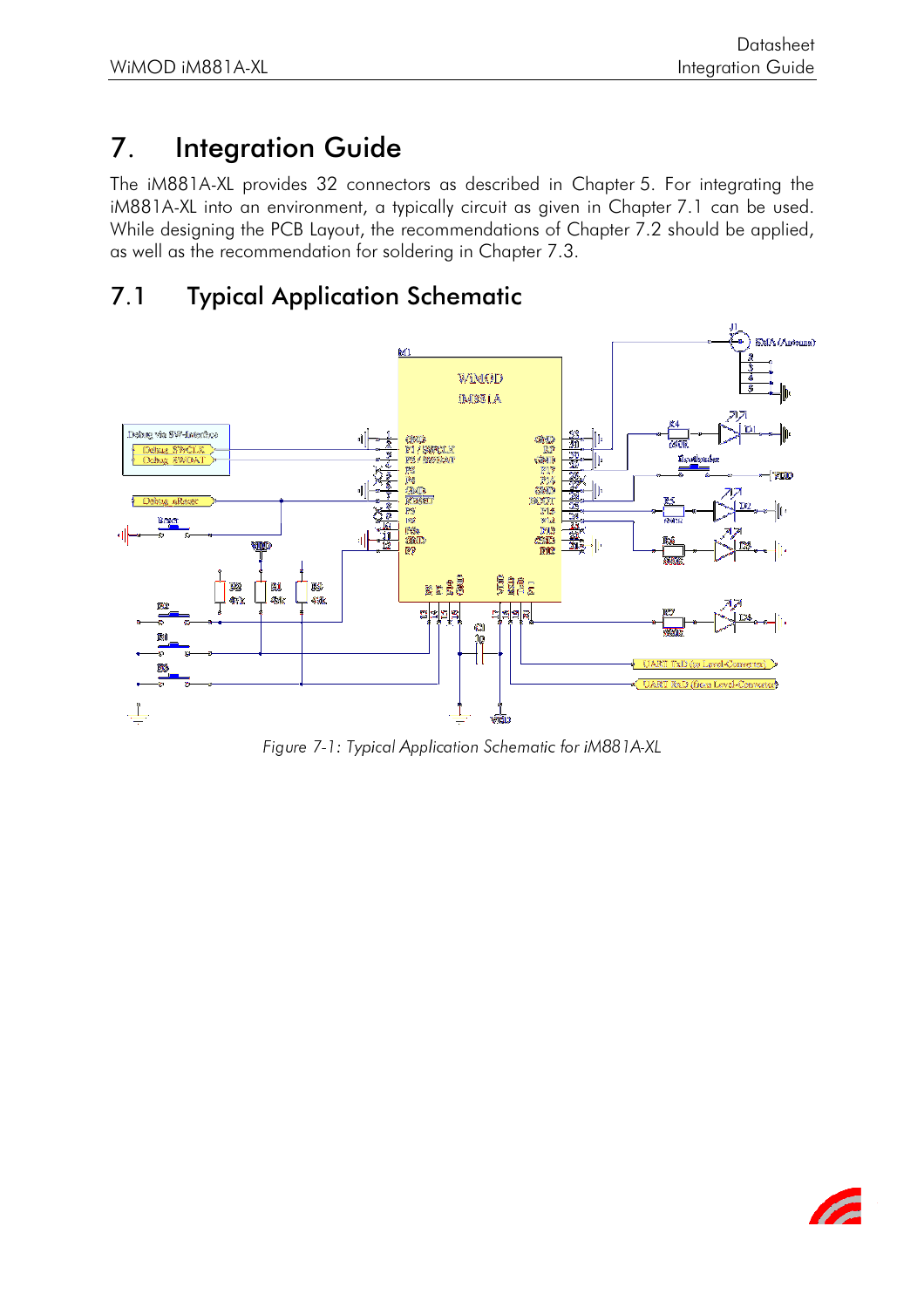# 7. Integration Guide

The iM881A-XL provides 32 connectors as described in Chapter 5. For integrating the iM881A-XL into an environment, a typically circuit as given in Chapter 7.1 can be used. While designing the PCB Layout, the recommendations of Chapter 7.2 should be applied, as well as the recommendation for soldering in Chapter 7.3.

## 7.1 Typical Application Schematic

*Figure 7-1: Typical Application Schematic for iM881A-XL*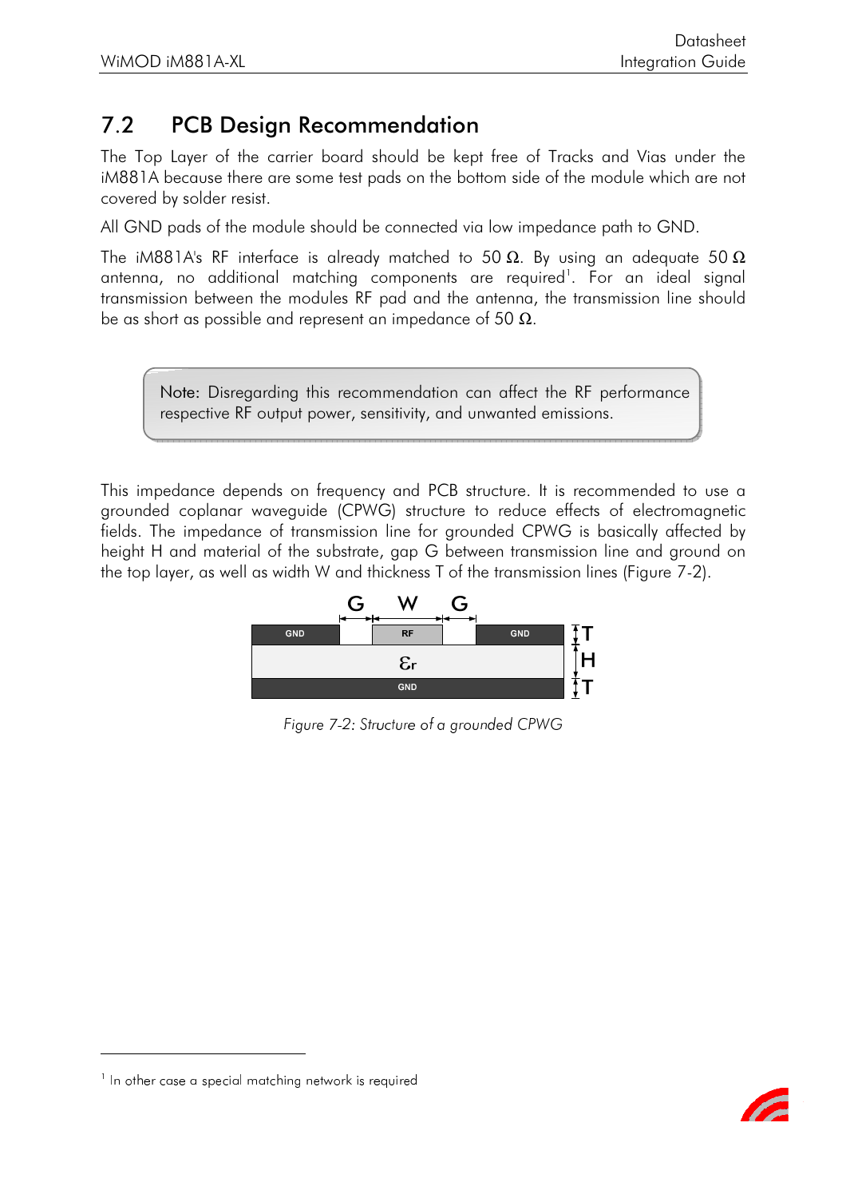## 7.2 PCB Design Recommendation

The Top Layer of the carrier board should be kept free of Tracks and Vias under the iM881A because there are some test pads on the bottom side of the module which are not covered by solder resist.

All GND pads of the module should be connected via low impedance path to GND.

The iM881A's RF interface is already matched to 50 Ω. By using an adequate 50 Ω antenna, no additional matching components are required[1]. For an ideal signal transmission between the modules RF pad and the antenna, the transmission line should be as short as possible and represent an impedance of 50 Ω.

> Note: Disregarding this recommendation can affect the RF performance respective RF output power, sensitivity, and unwanted emissions.

This impedance depends on frequency and PCB structure. It is recommended to use a grounded coplanar waveguide (CPWG) structure to reduce effects of electromagnetic fields. The impedance of transmission line for grounded CPWG is basically affected by height H and material of the substrate, gap G between transmission line and ground on the top layer, as well as width W and thickness T of the transmission lines (Figure 7-2).

*Figure 7-2: Structure of a grounded CPWG*

[1] In other case a special matching network is required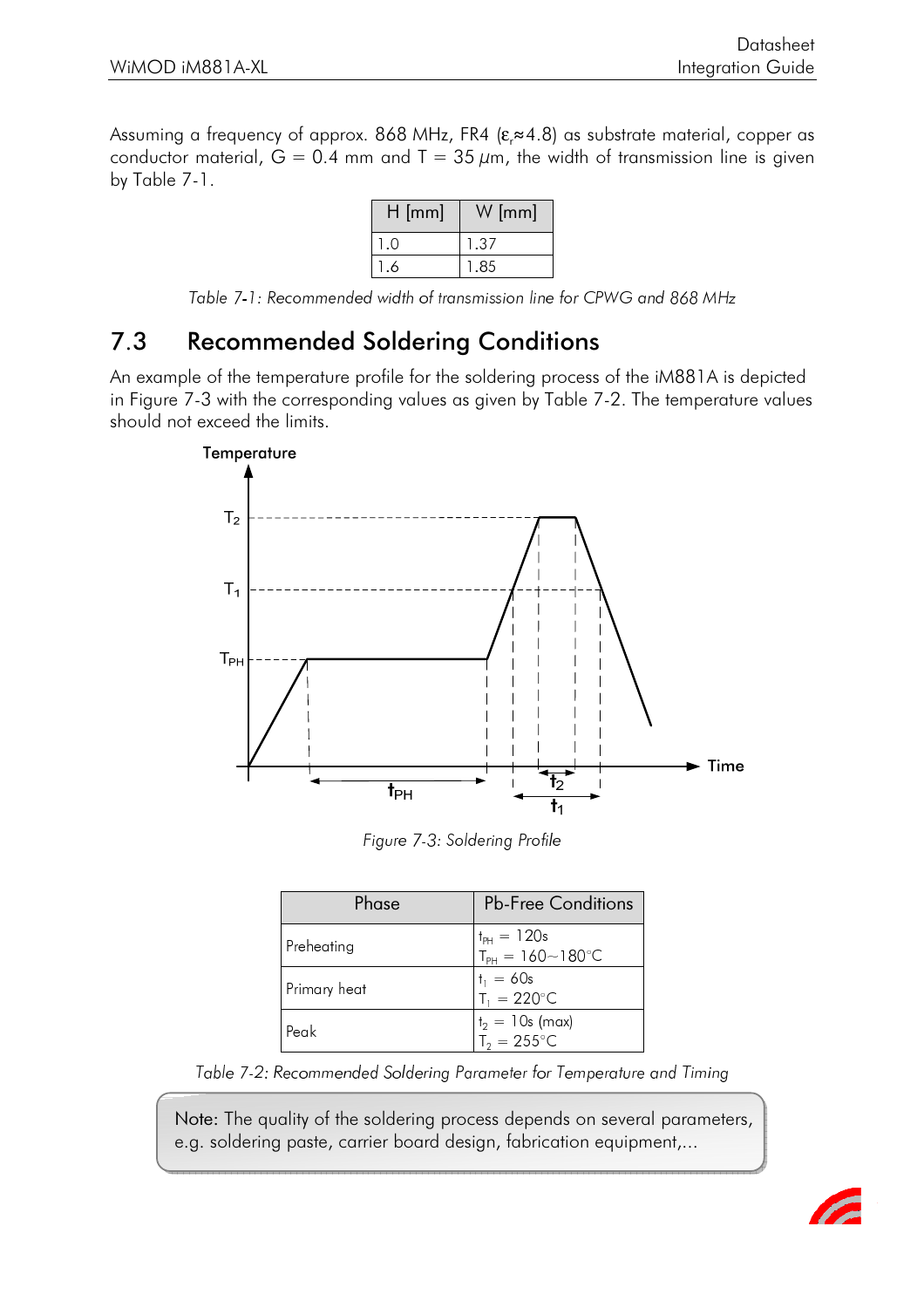Assuming a frequency of approx. 868 MHz, FR4 ($\varepsilon_r \approx 4.8$) as substrate material, copper as conductor material, G = 0.4 mm and T = 35 $\mu$m, the width of transmission line is given by Table 7-1.

| H [mm] | W [mm] |
|---|---|
| 1.0 | 1.37 |
| 1.6 | 1.85 |

*Table 7-1: Recommended width of transmission line for CPWG and 868 MHz*

## 7.3 Recommended Soldering Conditions

An example of the temperature profile for the soldering process of the iM881A is depicted in Figure 7-3 with the corresponding values as given by Table 7-2. The temperature values should not exceed the limits.

*Figure 7-3: Soldering Profile*

| Phase | Pb-Free Conditions |
|---|---|
| Preheating | $t_{PH}$ = 120s<br>$T_{PH}$ = 160~180°C |
| Primary heat | $t_1$ = 60s<br>$T_1$ = 220°C |
| Peak | $t_2$ = 10s (max)<br>$T_2$ = 255°C |

*Table 7-2: Recommended Soldering Parameter for Temperature and Timing*

> Note: The quality of the soldering process depends on several parameters, e.g. soldering paste, carrier board design, fabrication equipment,...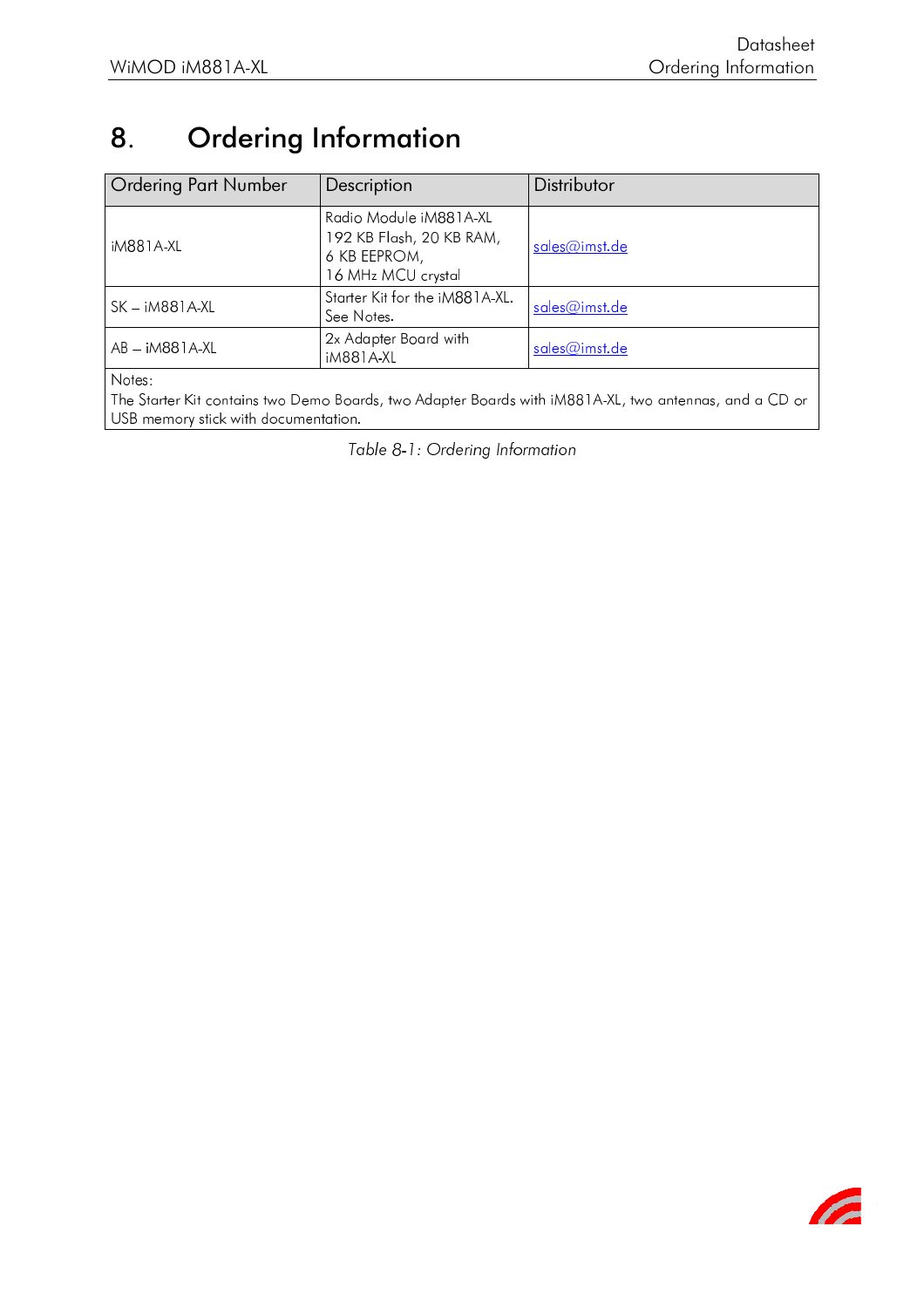# 8. Ordering Information

| Ordering Part Number | Description | Distributor |
|---|---|---|
| iM881A-XL | Radio Module iM881A-XL<br>192 KB Flash, 20 KB RAM,<br>6 KB EEPROM,<br>16 MHz MCU crystal | sales@imst.de |
| SK – iM881A-XL | Starter Kit for the iM881A-XL.<br>See Notes. | sales@imst.de |
| AB – iM881A-XL | 2x Adapter Board with<br>iM881A-XL | sales@imst.de |
| Notes:<br>The Starter Kit contains two Demo Boards, two Adapter Boards with iM881A-XL, two antennas, and a CD or USB memory stick with documentation. | | |

*Table 8-1: Ordering Information*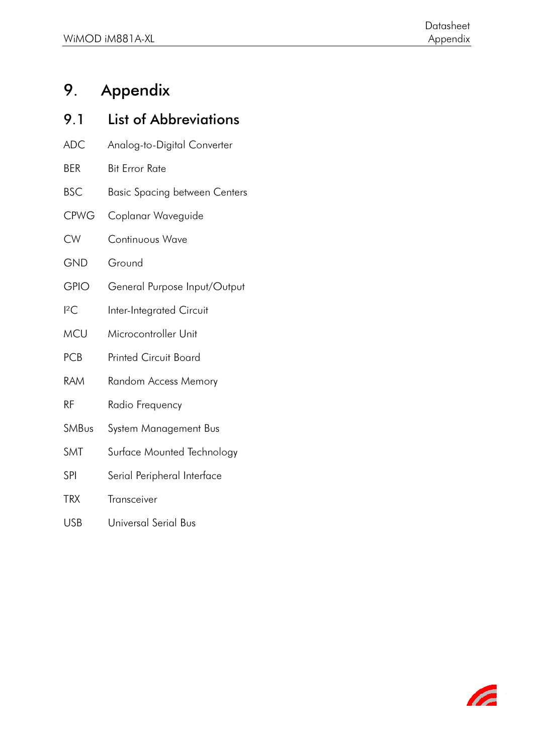# 9. Appendix

## 9.1 List of Abbreviations

| | |
|---|---|
| ADC | Analog-to-Digital Converter |
| BER | Bit Error Rate |
| BSC | Basic Spacing between Centers |
| CPWG | Coplanar Waveguide |
| CW | Continuous Wave |
| GND | Ground |
| GPIO | General Purpose Input/Output |
| I²C | Inter-Integrated Circuit |
| MCU | Microcontroller Unit |
| PCB | Printed Circuit Board |
| RAM | Random Access Memory |
| RF | Radio Frequency |
| SMBus | System Management Bus |
| SMT | Surface Mounted Technology |
| SPI | Serial Peripheral Interface |
| TRX | Transceiver |
| USB | Universal Serial Bus |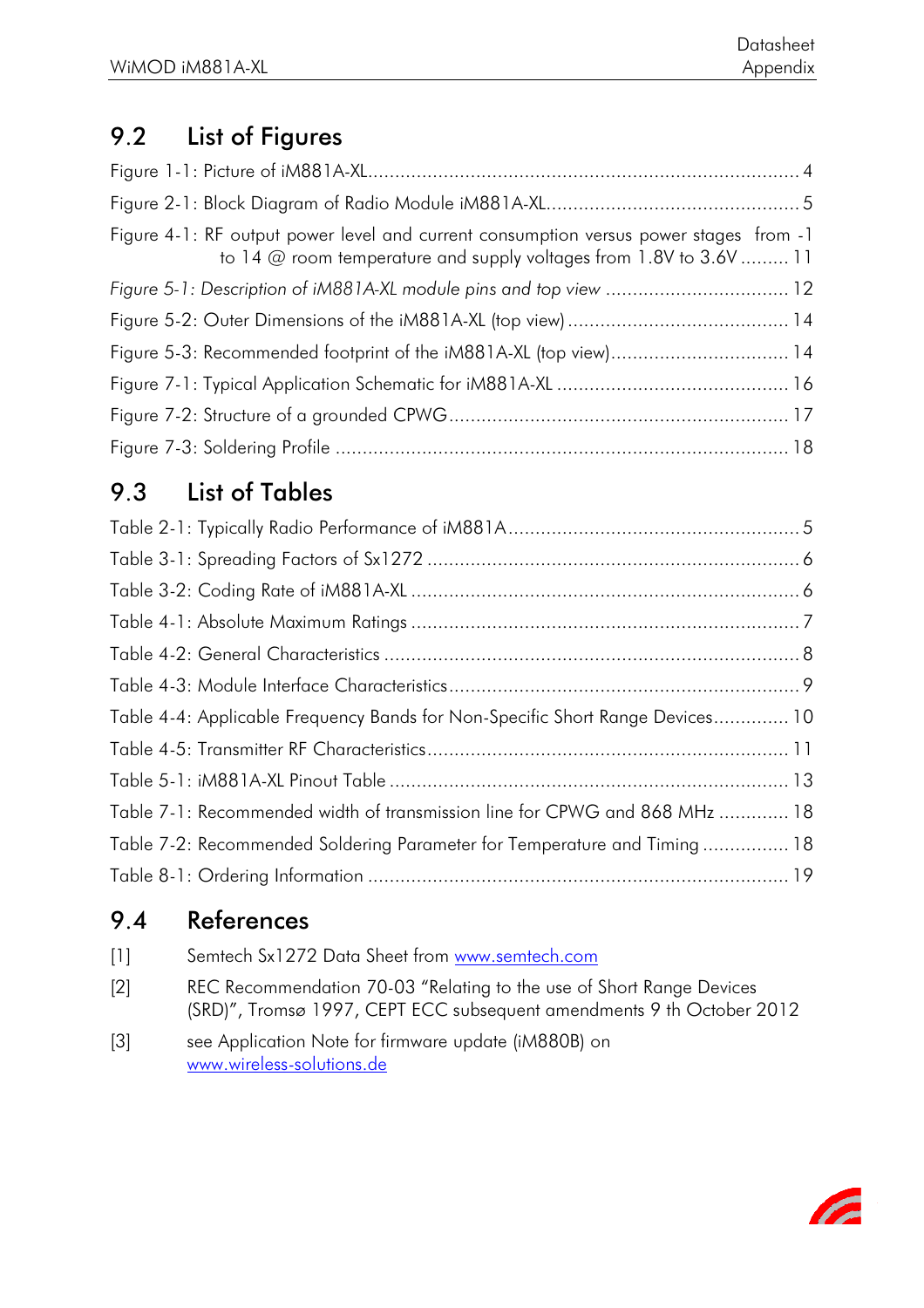## 9.2 List of Figures

Figure 1-1: Picture of iM881A-XL................................................................................ 4

Figure 2-1: Block Diagram of Radio Module iM881A-XL............................................... 5

Figure 4-1: RF output power level and current consumption versus power stages from -1 to 14 @ room temperature and supply voltages from 1.8V to 3.6V ......... 11

*Figure 5-1: Description of iM881A-XL module pins and top view* .................................. 12

Figure 5-2: Outer Dimensions of the iM881A-XL (top view) ......................................... 14

Figure 5-3: Recommended footprint of the iM881A-XL (top view)................................. 14

Figure 7-1: Typical Application Schematic for iM881A-XL ........................................... 16

Figure 7-2: Structure of a grounded CPWG ............................................................... 17

Figure 7-3: Soldering Profile .................................................................................... 18

## 9.3 List of Tables

Table 2-1: Typically Radio Performance of iM881A...................................................... 5

Table 3-1: Spreading Factors of Sx1272 ..................................................................... 6

Table 3-2: Coding Rate of iM881A-XL ........................................................................ 6

Table 4-1: Absolute Maximum Ratings ........................................................................ 7

Table 4-2: General Characteristics ............................................................................. 8

Table 4-3: Module Interface Characteristics.................................................................. 9

Table 4-4: Applicable Frequency Bands for Non-Specific Short Range Devices.............. 10

Table 4-5: Transmitter RF Characteristics................................................................... 11

Table 5-1: iM881A-XL Pinout Table .......................................................................... 13

Table 7-1: Recommended width of transmission line for CPWG and 868 MHz ............. 18

Table 7-2: Recommended Soldering Parameter for Temperature and Timing ................ 18

Table 8-1: Ordering Information .............................................................................. 19

## 9.4 References

[1] Semtech Sx1272 Data Sheet from www.semtech.com

[2] REC Recommendation 70-03 "Relating to the use of Short Range Devices (SRD)", Tromsø 1997, CEPT ECC subsequent amendments 9 th October 2012

[3] see Application Note for firmware update (iM880B) on www.wireless-solutions.de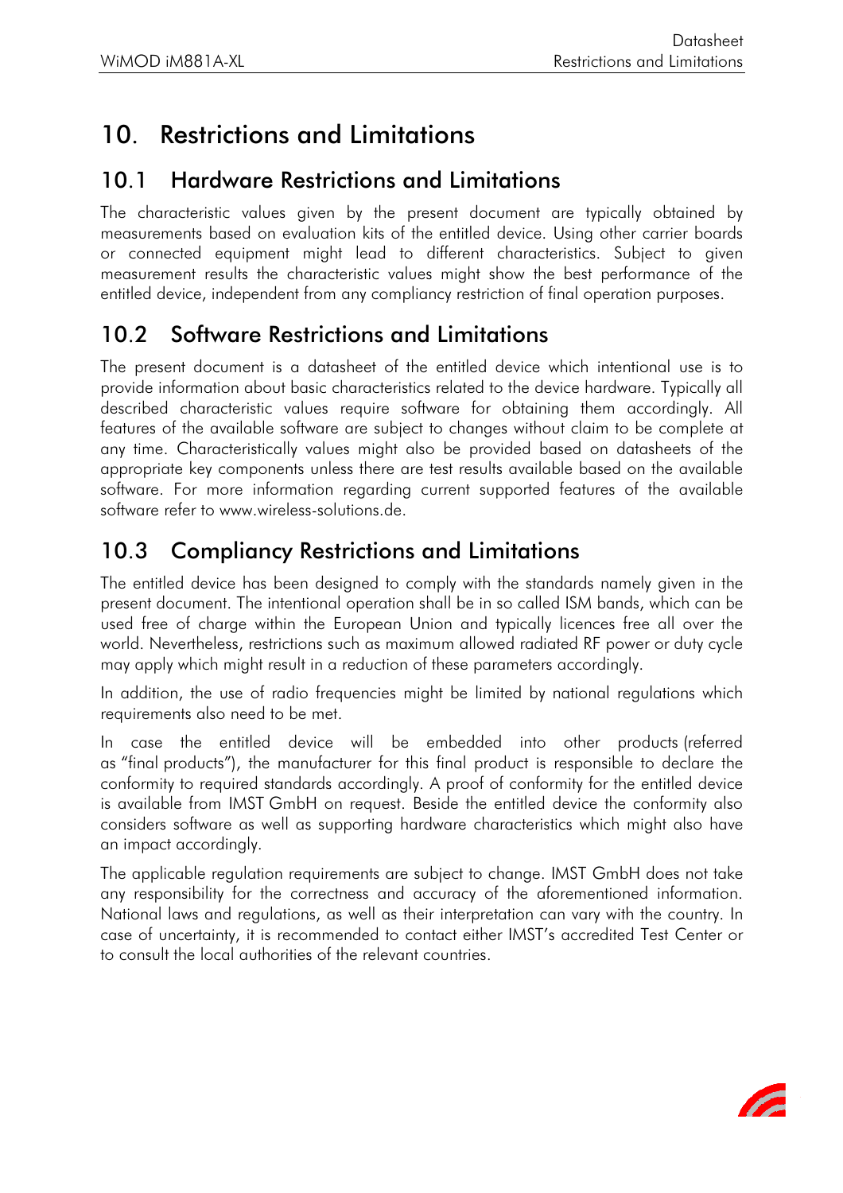# 10. Restrictions and Limitations

## 10.1 Hardware Restrictions and Limitations

The characteristic values given by the present document are typically obtained by measurements based on evaluation kits of the entitled device. Using other carrier boards or connected equipment might lead to different characteristics. Subject to given measurement results the characteristic values might show the best performance of the entitled device, independent from any compliancy restriction of final operation purposes.

## 10.2 Software Restrictions and Limitations

The present document is a datasheet of the entitled device which intentional use is to provide information about basic characteristics related to the device hardware. Typically all described characteristic values require software for obtaining them accordingly. All features of the available software are subject to changes without claim to be complete at any time. Characteristically values might also be provided based on datasheets of the appropriate key components unless there are test results available based on the available software. For more information regarding current supported features of the available software refer to www.wireless-solutions.de.

## 10.3 Compliancy Restrictions and Limitations

The entitled device has been designed to comply with the standards namely given in the present document. The intentional operation shall be in so called ISM bands, which can be used free of charge within the European Union and typically licences free all over the world. Nevertheless, restrictions such as maximum allowed radiated RF power or duty cycle may apply which might result in a reduction of these parameters accordingly.

In addition, the use of radio frequencies might be limited by national regulations which requirements also need to be met.

In case the entitled device will be embedded into other products (referred as "final products"), the manufacturer for this final product is responsible to declare the conformity to required standards accordingly. A proof of conformity for the entitled device is available from IMST GmbH on request. Beside the entitled device the conformity also considers software as well as supporting hardware characteristics which might also have an impact accordingly.

The applicable regulation requirements are subject to change. IMST GmbH does not take any responsibility for the correctness and accuracy of the aforementioned information. National laws and regulations, as well as their interpretation can vary with the country. In case of uncertainty, it is recommended to contact either IMST's accredited Test Center or to consult the local authorities of the relevant countries.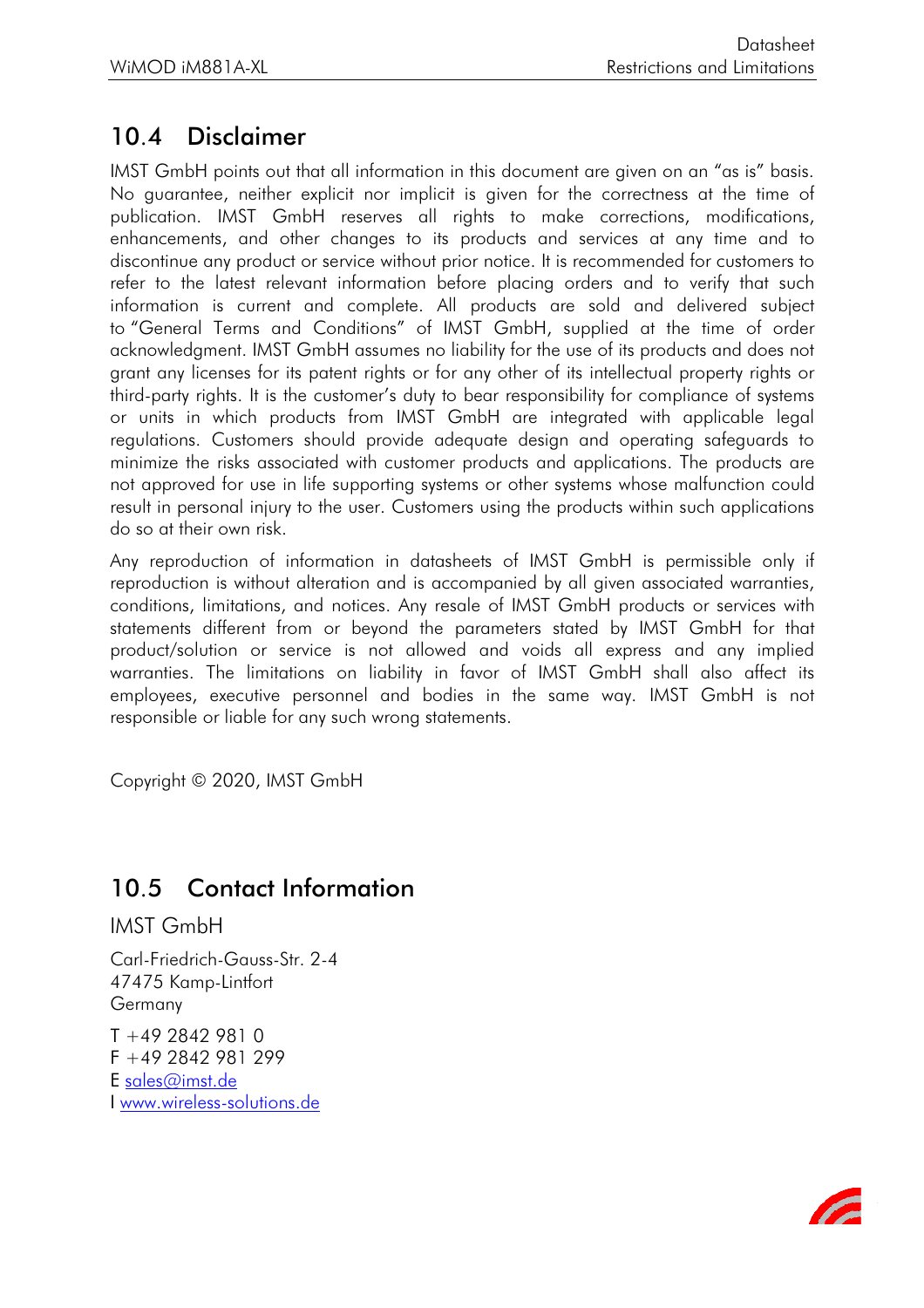## 10.4 Disclaimer

IMST GmbH points out that all information in this document are given on an "as is" basis. No guarantee, neither explicit nor implicit is given for the correctness at the time of publication. IMST GmbH reserves all rights to make corrections, modifications, enhancements, and other changes to its products and services at any time and to discontinue any product or service without prior notice. It is recommended for customers to refer to the latest relevant information before placing orders and to verify that such information is current and complete. All products are sold and delivered subject to "General Terms and Conditions" of IMST GmbH, supplied at the time of order acknowledgment. IMST GmbH assumes no liability for the use of its products and does not grant any licenses for its patent rights or for any other of its intellectual property rights or third-party rights. It is the customer's duty to bear responsibility for compliance of systems or units in which products from IMST GmbH are integrated with applicable legal regulations. Customers should provide adequate design and operating safeguards to minimize the risks associated with customer products and applications. The products are not approved for use in life supporting systems or other systems whose malfunction could result in personal injury to the user. Customers using the products within such applications do so at their own risk.

Any reproduction of information in datasheets of IMST GmbH is permissible only if reproduction is without alteration and is accompanied by all given associated warranties, conditions, limitations, and notices. Any resale of IMST GmbH products or services with statements different from or beyond the parameters stated by IMST GmbH for that product/solution or service is not allowed and voids all express and any implied warranties. The limitations on liability in favor of IMST GmbH shall also affect its employees, executive personnel and bodies in the same way. IMST GmbH is not responsible or liable for any such wrong statements.

Copyright © 2020, IMST GmbH

## 10.5 Contact Information

IMST GmbH

Carl-Friedrich-Gauss-Str. 2-4
47475 Kamp-Lintfort
Germany

T +49 2842 981 0
F +49 2842 981 299
E sales@imst.de
I www.wireless-solutions.de